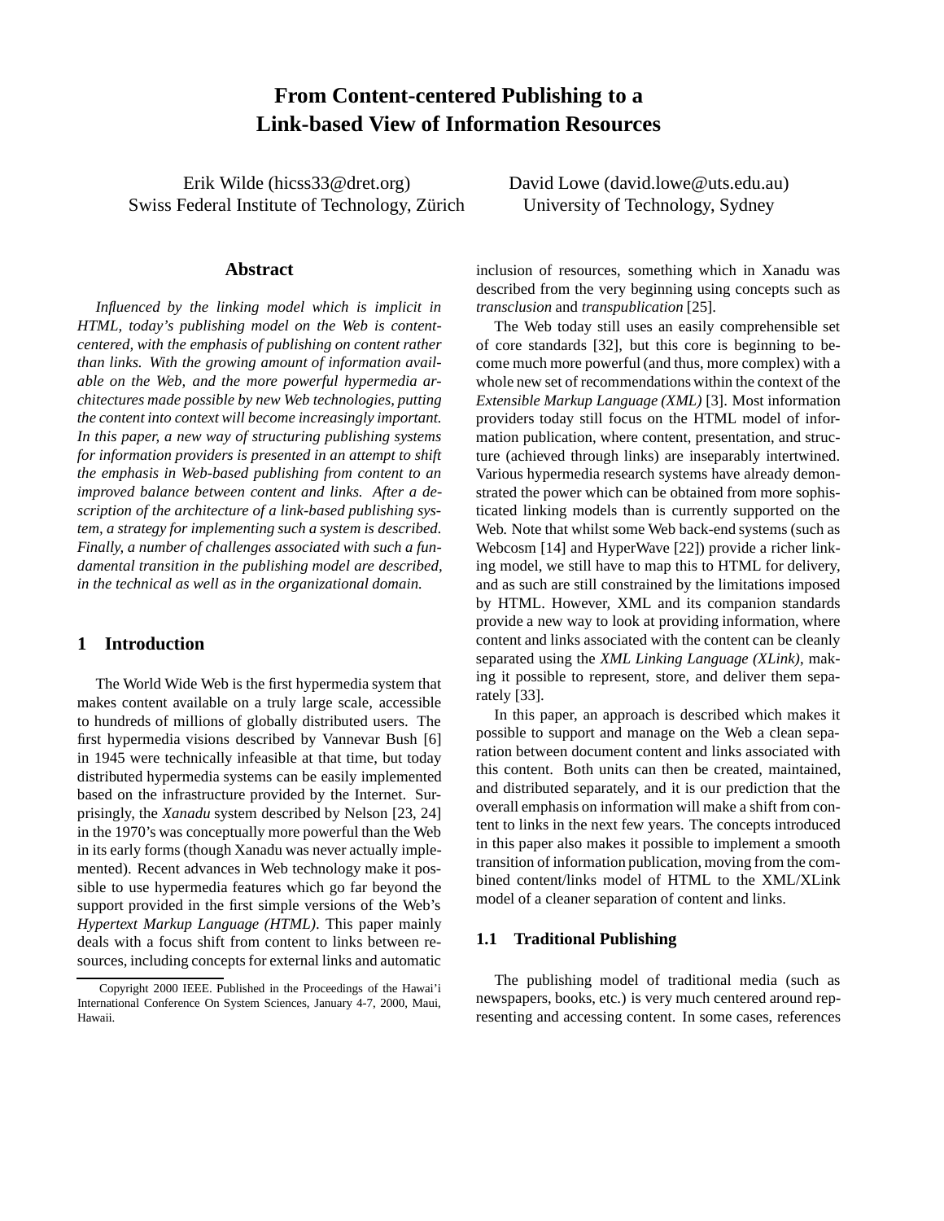# From Content-centered Publishing to a Link-based View of Information Resources

Erik Wilde (hicss33@dret.org)
Swiss Federal Institute of Technology, Zürich

David Lowe (david.lowe@uts.edu.au)
University of Technology, Sydney

## Abstract

*Influenced by the linking model which is implicit in HTML, today's publishing model on the Web is content-centered, with the emphasis of publishing on content rather than links. With the growing amount of information available on the Web, and the more powerful hypermedia architectures made possible by new Web technologies, putting the content into context will become increasingly important. In this paper, a new way of structuring publishing systems for information providers is presented in an attempt to shift the emphasis in Web-based publishing from content to an improved balance between content and links. After a description of the architecture of a link-based publishing system, a strategy for implementing such a system is described. Finally, a number of challenges associated with such a fundamental transition in the publishing model are described, in the technical as well as in the organizational domain.*

## 1 Introduction

The World Wide Web is the first hypermedia system that makes content available on a truly large scale, accessible to hundreds of millions of globally distributed users. The first hypermedia visions described by Vannevar Bush [6] in 1945 were technically infeasible at that time, but today distributed hypermedia systems can be easily implemented based on the infrastructure provided by the Internet. Surprisingly, the *Xanadu* system described by Nelson [23, 24] in the 1970's was conceptually more powerful than the Web in its early forms (though Xanadu was never actually implemented). Recent advances in Web technology make it possible to use hypermedia features which go far beyond the support provided in the first simple versions of the Web's *Hypertext Markup Language (HTML)*. This paper mainly deals with a focus shift from content to links between resources, including concepts for external links and automatic inclusion of resources, something which in Xanadu was described from the very beginning using concepts such as *transclusion* and *transpublication* [25].

The Web today still uses an easily comprehensible set of core standards [32], but this core is beginning to become much more powerful (and thus, more complex) with a whole new set of recommendations within the context of the *Extensible Markup Language (XML)* [3]. Most information providers today still focus on the HTML model of information publication, where content, presentation, and structure (achieved through links) are inseparably intertwined. Various hypermedia research systems have already demonstrated the power which can be obtained from more sophisticated linking models than is currently supported on the Web. Note that whilst some Web back-end systems (such as Webcosm [14] and HyperWave [22]) provide a richer linking model, we still have to map this to HTML for delivery, and as such are still constrained by the limitations imposed by HTML. However, XML and its companion standards provide a new way to look at providing information, where content and links associated with the content can be cleanly separated using the *XML Linking Language (XLink)*, making it possible to represent, store, and deliver them separately [33].

In this paper, an approach is described which makes it possible to support and manage on the Web a clean separation between document content and links associated with this content. Both units can then be created, maintained, and distributed separately, and it is our prediction that the overall emphasis on information will make a shift from content to links in the next few years. The concepts introduced in this paper also makes it possible to implement a smooth transition of information publication, moving from the combined content/links model of HTML to the XML/XLink model of a cleaner separation of content and links.

### 1.1 Traditional Publishing

The publishing model of traditional media (such as newspapers, books, etc.) is very much centered around representing and accessing content. In some cases, references

Copyright 2000 IEEE. Published in the Proceedings of the Hawai'i International Conference On System Sciences, January 4-7, 2000, Maui, Hawaii.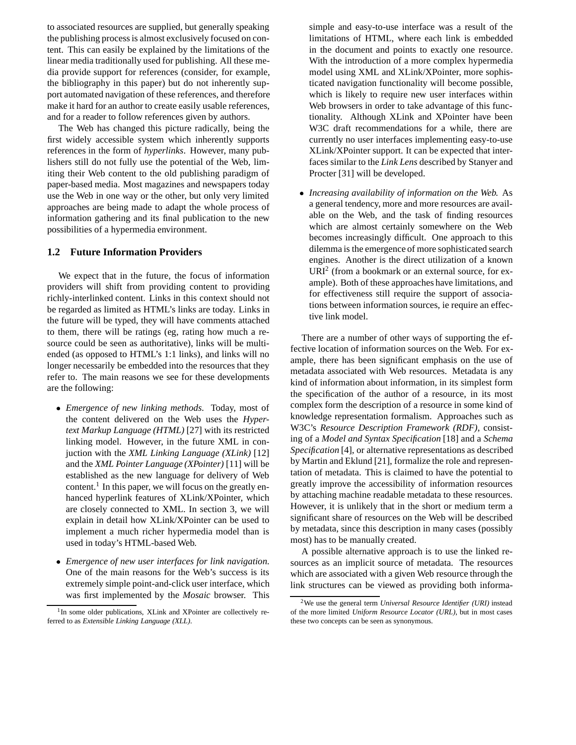to associated resources are supplied, but generally speaking the publishing process is almost exclusively focused on content. This can easily be explained by the limitations of the linear media traditionally used for publishing. All these media provide support for references (consider, for example, the bibliography in this paper) but do not inherently support automated navigation of these references, and therefore make it hard for an author to create easily usable references, and for a reader to follow references given by authors.

The Web has changed this picture radically, being the first widely accessible system which inherently supports references in the form of *hyperlinks*. However, many publishers still do not fully use the potential of the Web, limiting their Web content to the old publishing paradigm of paper-based media. Most magazines and newspapers today use the Web in one way or the other, but only very limited approaches are being made to adapt the whole process of information gathering and its final publication to the new possibilities of a hypermedia environment.

### 1.2 Future Information Providers

We expect that in the future, the focus of information providers will shift from providing content to providing richly-interlinked content. Links in this context should not be regarded as limited as HTML's links are today. Links in the future will be typed, they will have comments attached to them, there will be ratings (eg, rating how much a resource could be seen as authoritative), links will be multi-ended (as opposed to HTML's 1:1 links), and links will no longer necessarily be embedded into the resources that they refer to. The main reasons we see for these developments are the following:

- *Emergence of new linking methods.* Today, most of the content delivered on the Web uses the *Hypertext Markup Language (HTML)* [27] with its restricted linking model. However, in the future XML in conjuction with the *XML Linking Language (XLink)* [12] and the *XML Pointer Language (XPointer)* [11] will be established as the new language for delivery of Web content.[1] In this paper, we will focus on the greatly enhanced hyperlink features of XLink/XPointer, which are closely connected to XML. In section 3, we will explain in detail how XLink/XPointer can be used to implement a much richer hypermedia model than is used in today's HTML-based Web.

- *Emergence of new user interfaces for link navigation.* One of the main reasons for the Web's success is its extremely simple point-and-click user interface, which was first implemented by the *Mosaic* browser. This simple and easy-to-use interface was a result of the limitations of HTML, where each link is embedded in the document and points to exactly one resource. With the introduction of a more complex hypermedia model using XML and XLink/XPointer, more sophisticated navigation functionality will become possible, which is likely to require new user interfaces within Web browsers in order to take advantage of this functionality. Although XLink and XPointer have been W3C draft recommendations for a while, there are currently no user interfaces implementing easy-to-use XLink/XPointer support. It can be expected that interfaces similar to the *Link Lens* described by Stanyer and Procter [31] will be developed.

- *Increasing availability of information on the Web.* As a general tendency, more and more resources are available on the Web, and the task of finding resources which are almost certainly somewhere on the Web becomes increasingly difficult. One approach to this dilemma is the emergence of more sophisticated search engines. Another is the direct utilization of a known URI[2] (from a bookmark or an external source, for example). Both of these approaches have limitations, and for effectiveness still require the support of associations between information sources, ie require an effective link model.

There are a number of other ways of supporting the effective location of information sources on the Web. For example, there has been significant emphasis on the use of metadata associated with Web resources. Metadata is any kind of information about information, in its simplest form the specification of the author of a resource, in its most complex form the description of a resource in some kind of knowledge representation formalism. Approaches such as W3C's *Resource Description Framework (RDF)*, consisting of a *Model and Syntax Specification* [18] and a *Schema Specification* [4], or alternative representations as described by Martin and Eklund [21], formalize the role and representation of metadata. This is claimed to have the potential to greatly improve the accessibility of information resources by attaching machine readable metadata to these resources. However, it is unlikely that in the short or medium term a significant share of resources on the Web will be described by metadata, since this description in many cases (possibly most) has to be manually created.

A possible alternative approach is to use the linked resources as an implicit source of metadata. The resources which are associated with a given Web resource through the link structures can be viewed as providing both informa-

[1] In some older publications, XLink and XPointer are collectively referred to as *Extensible Linking Language (XLL)*.

[2] We use the general term *Universal Resource Identifier (URI)* instead of the more limited *Uniform Resource Locator (URL)*, but in most cases these two concepts can be seen as synonymous.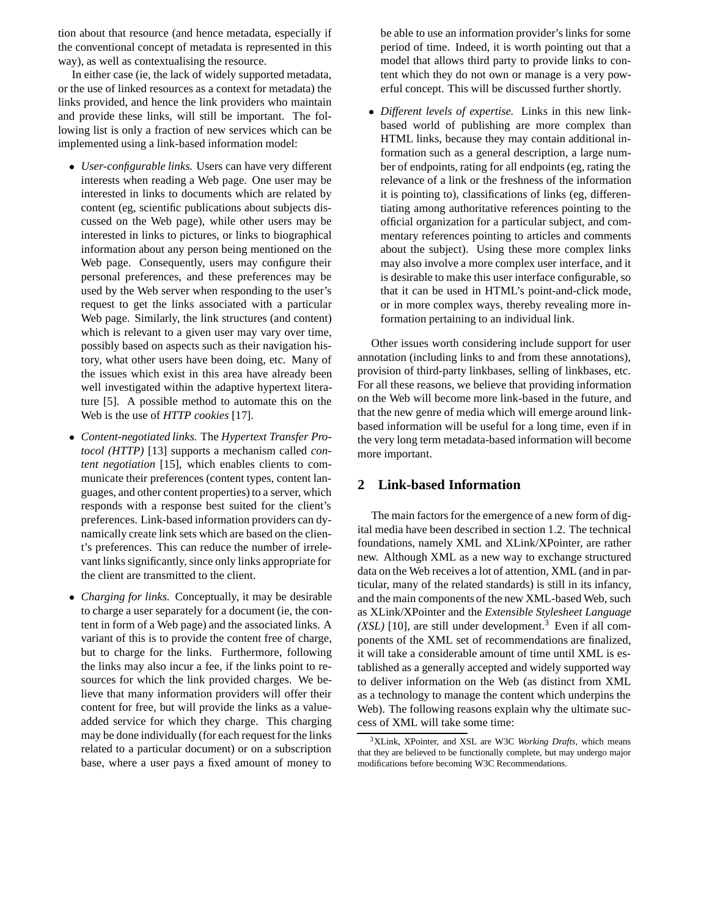tion about that resource (and hence metadata, especially if the conventional concept of metadata is represented in this way), as well as contextualising the resource.

In either case (ie, the lack of widely supported metadata, or the use of linked resources as a context for metadata) the links provided, and hence the link providers who maintain and provide these links, will still be important. The following list is only a fraction of new services which can be implemented using a link-based information model:

- *User-configurable links.* Users can have very different interests when reading a Web page. One user may be interested in links to documents which are related by content (eg, scientific publications about subjects discussed on the Web page), while other users may be interested in links to pictures, or links to biographical information about any person being mentioned on the Web page. Consequently, users may configure their personal preferences, and these preferences may be used by the Web server when responding to the user's request to get the links associated with a particular Web page. Similarly, the link structures (and content) which is relevant to a given user may vary over time, possibly based on aspects such as their navigation history, what other users have been doing, etc. Many of the issues which exist in this area have already been well investigated within the adaptive hypertext literature [5]. A possible method to automate this on the Web is the use of *HTTP cookies* [17].
- *Content-negotiated links.* The *Hypertext Transfer Protocol (HTTP)* [13] supports a mechanism called *content negotiation* [15], which enables clients to communicate their preferences (content types, content languages, and other content properties) to a server, which responds with a response best suited for the client's preferences. Link-based information providers can dynamically create link sets which are based on the client's preferences. This can reduce the number of irrelevant links significantly, since only links appropriate for the client are transmitted to the client.
- *Charging for links.* Conceptually, it may be desirable to charge a user separately for a document (ie, the content in form of a Web page) and the associated links. A variant of this is to provide the content free of charge, but to charge for the links. Furthermore, following the links may also incur a fee, if the links point to resources for which the link provided charges. We believe that many information providers will offer their content for free, but will provide the links as a value-added service for which they charge. This charging may be done individually (for each request for the links related to a particular document) or on a subscription base, where a user pays a fixed amount of money to be able to use an information provider's links for some period of time. Indeed, it is worth pointing out that a model that allows third party to provide links to content which they do not own or manage is a very powerful concept. This will be discussed further shortly.
- *Different levels of expertise.* Links in this new link-based world of publishing are more complex than HTML links, because they may contain additional information such as a general description, a large number of endpoints, rating for all endpoints (eg, rating the relevance of a link or the freshness of the information it is pointing to), classifications of links (eg, differentiating among authoritative references pointing to the official organization for a particular subject, and commentary references pointing to articles and comments about the subject). Using these more complex links may also involve a more complex user interface, and it is desirable to make this user interface configurable, so that it can be used in HTML's point-and-click mode, or in more complex ways, thereby revealing more information pertaining to an individual link.

Other issues worth considering include support for user annotation (including links to and from these annotations), provision of third-party linkbases, selling of linkbases, etc. For all these reasons, we believe that providing information on the Web will become more link-based in the future, and that the new genre of media which will emerge around link-based information will be useful for a long time, even if in the very long term metadata-based information will become more important.

## 2 Link-based Information

The main factors for the emergence of a new form of digital media have been described in section 1.2. The technical foundations, namely XML and XLink/XPointer, are rather new. Although XML as a new way to exchange structured data on the Web receives a lot of attention, XML (and in particular, many of the related standards) is still in its infancy, and the main components of the new XML-based Web, such as XLink/XPointer and the *Extensible Stylesheet Language (XSL)* [10], are still under development.[3] Even if all components of the XML set of recommendations are finalized, it will take a considerable amount of time until XML is established as a generally accepted and widely supported way to deliver information on the Web (as distinct from XML as a technology to manage the content which underpins the Web). The following reasons explain why the ultimate success of XML will take some time:

[3] XLink, XPointer, and XSL are W3C *Working Drafts*, which means that they are believed to be functionally complete, but may undergo major modifications before becoming W3C Recommendations.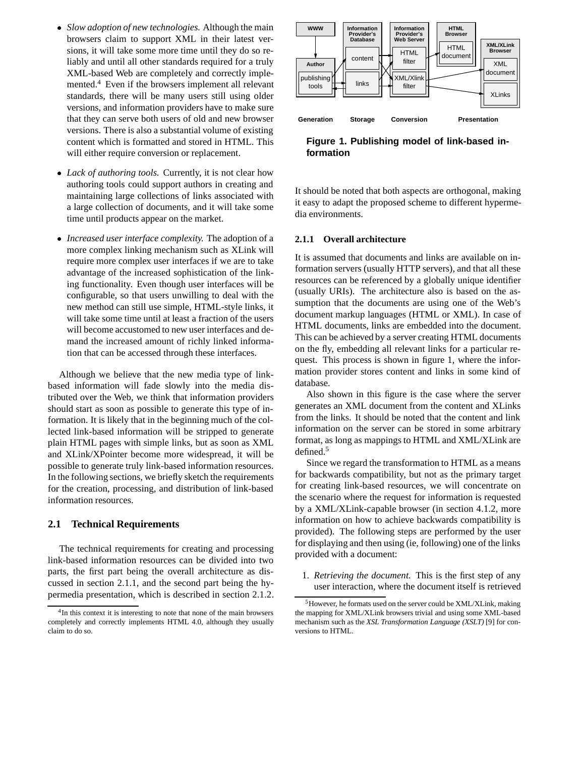- *Slow adoption of new technologies.* Although the main browsers claim to support XML in their latest versions, it will take some more time until they do so reliably and until all other standards required for a truly XML-based Web are completely and correctly implemented.[4] Even if the browsers implement all relevant standards, there will be many users still using older versions, and information providers have to make sure that they can serve both users of old and new browser versions. There is also a substantial volume of existing content which is formatted and stored in HTML. This will either require conversion or replacement.

- *Lack of authoring tools.* Currently, it is not clear how authoring tools could support authors in creating and maintaining large collections of links associated with a large collection of documents, and it will take some time until products appear on the market.

- *Increased user interface complexity.* The adoption of a more complex linking mechanism such as XLink will require more complex user interfaces if we are to take advantage of the increased sophistication of the linking functionality. Even though user interfaces will be configurable, so that users unwilling to deal with the new method can still use simple, HTML-style links, it will take some time until at least a fraction of the users will become accustomed to new user interfaces and demand the increased amount of richly linked information that can be accessed through these interfaces.

Although we believe that the new media type of link-based information will fade slowly into the media distributed over the Web, we think that information providers should start as soon as possible to generate this type of information. It is likely that in the beginning much of the collected link-based information will be stripped to generate plain HTML pages with simple links, but as soon as XML and XLink/XPointer become more widespread, it will be possible to generate truly link-based information resources. In the following sections, we briefly sketch the requirements for the creation, processing, and distribution of link-based information resources.

## 2.1 Technical Requirements

The technical requirements for creating and processing link-based information resources can be divided into two parts, the first part being the overall architecture as discussed in section 2.1.1, and the second part being the hypermedia presentation, which is described in section 2.1.2.

[4] In this context it is interesting to note that none of the main browsers completely and correctly implements HTML 4.0, although they usually claim to do so.

WWW
Author
publishing tools
Information Provider's Database
content
links
Information Provider's Web Server
HTML filter
XML/Xlink filter
HTML Browser
HTML document
XML/XLink Browser
XML document
XLinks
Generation
Storage
Conversion
Presentation

**Figure 1. Publishing model of link-based information**

It should be noted that both aspects are orthogonal, making it easy to adapt the proposed scheme to different hypermedia environments.

### 2.1.1 Overall architecture

It is assumed that documents and links are available on information servers (usually HTTP servers), and that all these resources can be referenced by a globally unique identifier (usually URIs). The architecture also is based on the assumption that the documents are using one of the Web's document markup languages (HTML or XML). In case of HTML documents, links are embedded into the document. This can be achieved by a server creating HTML documents on the fly, embedding all relevant links for a particular request. This process is shown in figure 1, where the information provider stores content and links in some kind of database.

Also shown in this figure is the case where the server generates an XML document from the content and XLinks from the links. It should be noted that the content and link information on the server can be stored in some arbitrary format, as long as mappings to HTML and XML/XLink are defined.[5]

Since we regard the transformation to HTML as a means for backwards compatibility, but not as the primary target for creating link-based resources, we will concentrate on the scenario where the request for information is requested by a XML/XLink-capable browser (in section 4.1.2, more information on how to achieve backwards compatibility is provided). The following steps are performed by the user for displaying and then using (ie, following) one of the links provided with a document:

1. *Retrieving the document.* This is the first step of any user interaction, where the document itself is retrieved

[5] However, he formats used on the server could be XML/XLink, making the mapping for XML/XLink browsers trivial and using some XML-based mechanism such as the *XSL Transformation Language (XSLT)* [9] for conversions to HTML.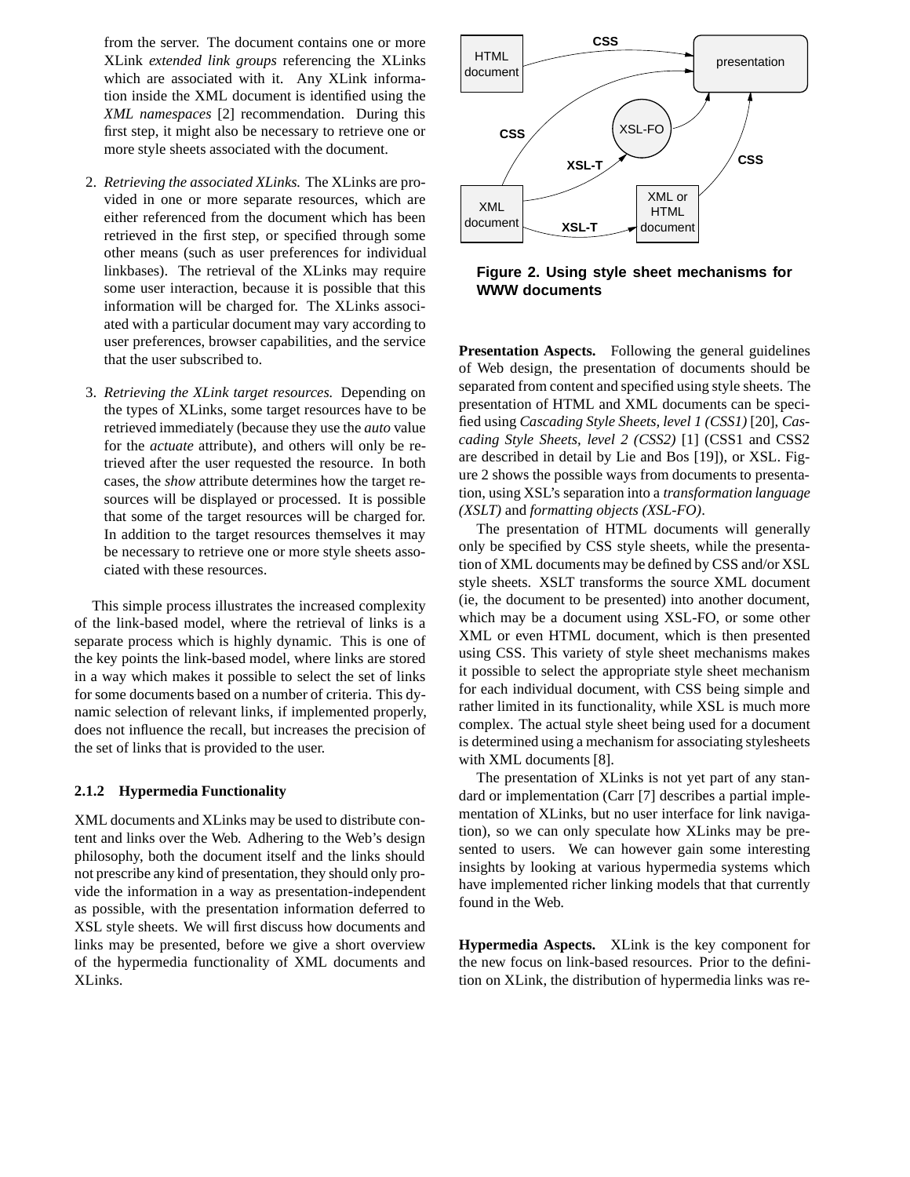from the server. The document contains one or more XLink *extended link groups* referencing the XLinks which are associated with it. Any XLink information inside the XML document is identified using the *XML namespaces* [2] recommendation. During this first step, it might also be necessary to retrieve one or more style sheets associated with the document.

2. *Retrieving the associated XLinks.* The XLinks are provided in one or more separate resources, which are either referenced from the document which has been retrieved in the first step, or specified through some other means (such as user preferences for individual linkbases). The retrieval of the XLinks may require some user interaction, because it is possible that this information will be charged for. The XLinks associated with a particular document may vary according to user preferences, browser capabilities, and the service that the user subscribed to.

3. *Retrieving the XLink target resources.* Depending on the types of XLinks, some target resources have to be retrieved immediately (because they use the *auto* value for the *actuate* attribute), and others will only be retrieved after the user requested the resource. In both cases, the *show* attribute determines how the target resources will be displayed or processed. It is possible that some of the target resources will be charged for. In addition to the target resources themselves it may be necessary to retrieve one or more style sheets associated with these resources.

This simple process illustrates the increased complexity of the link-based model, where the retrieval of links is a separate process which is highly dynamic. This is one of the key points the link-based model, where links are stored in a way which makes it possible to select the set of links for some documents based on a number of criteria. This dynamic selection of relevant links, if implemented properly, does not influence the recall, but increases the precision of the set of links that is provided to the user.

### 2.1.2 Hypermedia Functionality

XML documents and XLinks may be used to distribute content and links over the Web. Adhering to the Web's design philosophy, both the document itself and the links should not prescribe any kind of presentation, they should only provide the information in a way as presentation-independent as possible, with the presentation information deferred to XSL style sheets. We will first discuss how documents and links may be presented, before we give a short overview of the hypermedia functionality of XML documents and XLinks.

**Figure 2. Using style sheet mechanisms for WWW documents**

**Presentation Aspects.** Following the general guidelines of Web design, the presentation of documents should be separated from content and specified using style sheets. The presentation of HTML and XML documents can be specified using *Cascading Style Sheets, level 1 (CSS1)* [20], *Cascading Style Sheets, level 2 (CSS2)* [1] (CSS1 and CSS2 are described in detail by Lie and Bos [19]), or XSL. Figure 2 shows the possible ways from documents to presentation, using XSL's separation into a *transformation language (XSLT)* and *formatting objects (XSL-FO)*.

The presentation of HTML documents will generally only be specified by CSS style sheets, while the presentation of XML documents may be defined by CSS and/or XSL style sheets. XSLT transforms the source XML document (ie, the document to be presented) into another document, which may be a document using XSL-FO, or some other XML or even HTML document, which is then presented using CSS. This variety of style sheet mechanisms makes it possible to select the appropriate style sheet mechanism for each individual document, with CSS being simple and rather limited in its functionality, while XSL is much more complex. The actual style sheet being used for a document is determined using a mechanism for associating stylesheets with XML documents [8].

The presentation of XLinks is not yet part of any standard or implementation (Carr [7] describes a partial implementation of XLinks, but no user interface for link navigation), so we can only speculate how XLinks may be presented to users. We can however gain some interesting insights by looking at various hypermedia systems which have implemented richer linking models that that currently found in the Web.

**Hypermedia Aspects.** XLink is the key component for the new focus on link-based resources. Prior to the definition on XLink, the distribution of hypermedia links was re-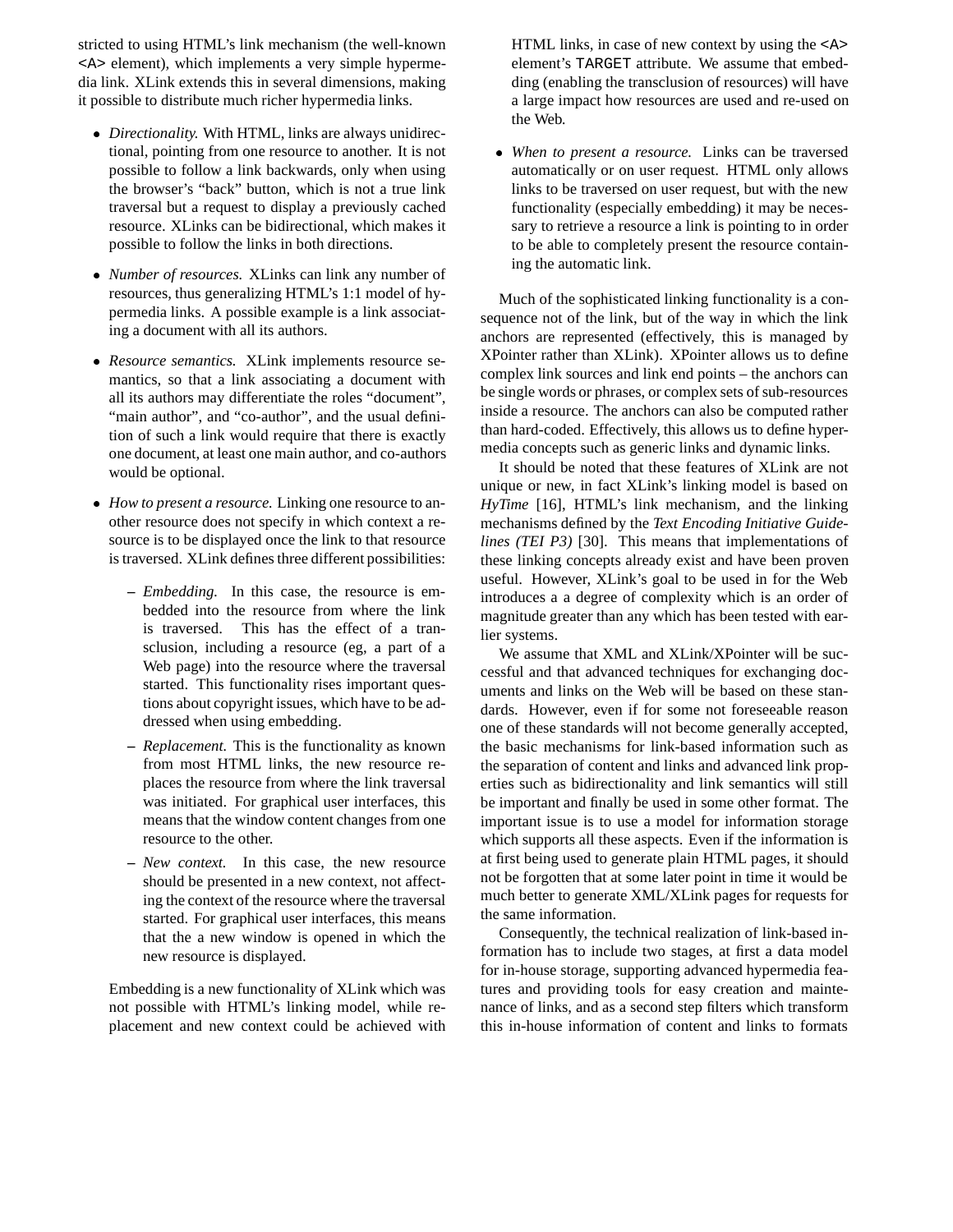stricted to using HTML's link mechanism (the well-known `<A>` element), which implements a very simple hypermedia link. XLink extends this in several dimensions, making it possible to distribute much richer hypermedia links.

- *Directionality.* With HTML, links are always unidirectional, pointing from one resource to another. It is not possible to follow a link backwards, only when using the browser's "back" button, which is not a true link traversal but a request to display a previously cached resource. XLinks can be bidirectional, which makes it possible to follow the links in both directions.
- *Number of resources.* XLinks can link any number of resources, thus generalizing HTML's 1:1 model of hypermedia links. A possible example is a link associating a document with all its authors.
- *Resource semantics.* XLink implements resource semantics, so that a link associating a document with all its authors may differentiate the roles "document", "main author", and "co-author", and the usual definition of such a link would require that there is exactly one document, at least one main author, and co-authors would be optional.
- *How to present a resource.* Linking one resource to another resource does not specify in which context a resource is to be displayed once the link to that resource is traversed. XLink defines three different possibilities:
  - *Embedding.* In this case, the resource is embedded into the resource from where the link is traversed. This has the effect of a transclusion, including a resource (eg, a part of a Web page) into the resource where the traversal started. This functionality rises important questions about copyright issues, which have to be addressed when using embedding.
  - *Replacement.* This is the functionality as known from most HTML links, the new resource replaces the resource from where the link traversal was initiated. For graphical user interfaces, this means that the window content changes from one resource to the other.
  - *New context.* In this case, the new resource should be presented in a new context, not affecting the context of the resource where the traversal started. For graphical user interfaces, this means that the a new window is opened in which the new resource is displayed.

  Embedding is a new functionality of XLink which was not possible with HTML's linking model, while replacement and new context could be achieved with HTML links, in case of new context by using the `<A>` element's `TARGET` attribute. We assume that embedding (enabling the transclusion of resources) will have a large impact how resources are used and re-used on the Web.
- *When to present a resource.* Links can be traversed automatically or on user request. HTML only allows links to be traversed on user request, but with the new functionality (especially embedding) it may be necessary to retrieve a resource a link is pointing to in order to be able to completely present the resource containing the automatic link.

Much of the sophisticated linking functionality is a consequence not of the link, but of the way in which the link anchors are represented (effectively, this is managed by XPointer rather than XLink). XPointer allows us to define complex link sources and link end points – the anchors can be single words or phrases, or complex sets of sub-resources inside a resource. The anchors can also be computed rather than hard-coded. Effectively, this allows us to define hypermedia concepts such as generic links and dynamic links.

It should be noted that these features of XLink are not unique or new, in fact XLink's linking model is based on *HyTime* [16], HTML's link mechanism, and the linking mechanisms defined by the *Text Encoding Initiative Guidelines (TEI P3)* [30]. This means that implementations of these linking concepts already exist and have been proven useful. However, XLink's goal to be used in for the Web introduces a a degree of complexity which is an order of magnitude greater than any which has been tested with earlier systems.

We assume that XML and XLink/XPointer will be successful and that advanced techniques for exchanging documents and links on the Web will be based on these standards. However, even if for some not foreseeable reason one of these standards will not become generally accepted, the basic mechanisms for link-based information such as the separation of content and links and advanced link properties such as bidirectionality and link semantics will still be important and finally be used in some other format. The important issue is to use a model for information storage which supports all these aspects. Even if the information is at first being used to generate plain HTML pages, it should not be forgotten that at some later point in time it would be much better to generate XML/XLink pages for requests for the same information.

Consequently, the technical realization of link-based information has to include two stages, at first a data model for in-house storage, supporting advanced hypermedia features and providing tools for easy creation and maintenance of links, and as a second step filters which transform this in-house information of content and links to formats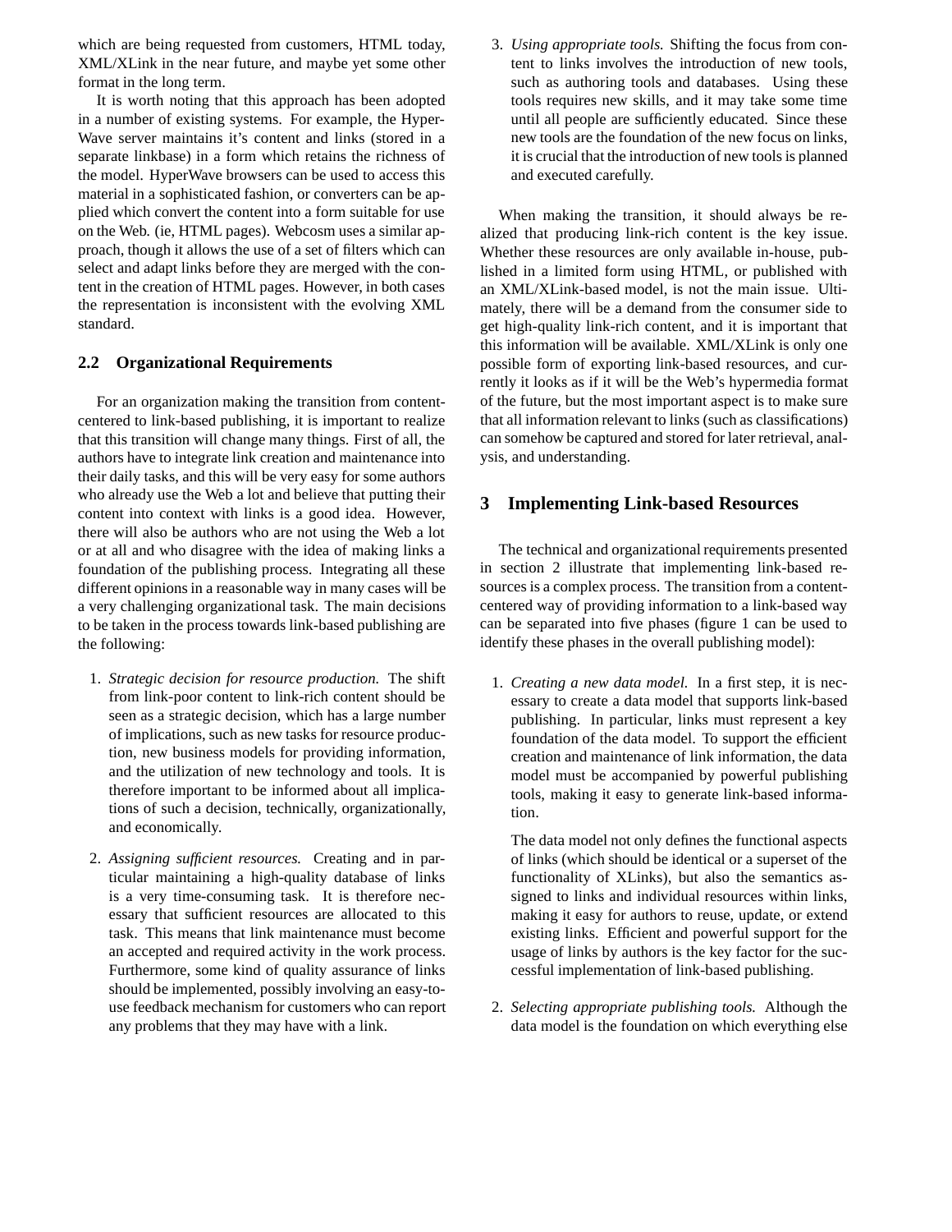which are being requested from customers, HTML today, XML/XLink in the near future, and maybe yet some other format in the long term.

It is worth noting that this approach has been adopted in a number of existing systems. For example, the HyperWave server maintains it's content and links (stored in a separate linkbase) in a form which retains the richness of the model. HyperWave browsers can be used to access this material in a sophisticated fashion, or converters can be applied which convert the content into a form suitable for use on the Web. (ie, HTML pages). Webcosm uses a similar approach, though it allows the use of a set of filters which can select and adapt links before they are merged with the content in the creation of HTML pages. However, in both cases the representation is inconsistent with the evolving XML standard.

### 2.2 Organizational Requirements

For an organization making the transition from content-centered to link-based publishing, it is important to realize that this transition will change many things. First of all, the authors have to integrate link creation and maintenance into their daily tasks, and this will be very easy for some authors who already use the Web a lot and believe that putting their content into context with links is a good idea. However, there will also be authors who are not using the Web a lot or at all and who disagree with the idea of making links a foundation of the publishing process. Integrating all these different opinions in a reasonable way in many cases will be a very challenging organizational task. The main decisions to be taken in the process towards link-based publishing are the following:

1. *Strategic decision for resource production.* The shift from link-poor content to link-rich content should be seen as a strategic decision, which has a large number of implications, such as new tasks for resource production, new business models for providing information, and the utilization of new technology and tools. It is therefore important to be informed about all implications of such a decision, technically, organizationally, and economically.

2. *Assigning sufficient resources.* Creating and in particular maintaining a high-quality database of links is a very time-consuming task. It is therefore necessary that sufficient resources are allocated to this task. This means that link maintenance must become an accepted and required activity in the work process. Furthermore, some kind of quality assurance of links should be implemented, possibly involving an easy-to-use feedback mechanism for customers who can report any problems that they may have with a link.

3. *Using appropriate tools.* Shifting the focus from content to links involves the introduction of new tools, such as authoring tools and databases. Using these tools requires new skills, and it may take some time until all people are sufficiently educated. Since these new tools are the foundation of the new focus on links, it is crucial that the introduction of new tools is planned and executed carefully.

When making the transition, it should always be realized that producing link-rich content is the key issue. Whether these resources are only available in-house, published in a limited form using HTML, or published with an XML/XLink-based model, is not the main issue. Ultimately, there will be a demand from the consumer side to get high-quality link-rich content, and it is important that this information will be available. XML/XLink is only one possible form of exporting link-based resources, and currently it looks as if it will be the Web's hypermedia format of the future, but the most important aspect is to make sure that all information relevant to links (such as classifications) can somehow be captured and stored for later retrieval, analysis, and understanding.

## 3 Implementing Link-based Resources

The technical and organizational requirements presented in section 2 illustrate that implementing link-based resources is a complex process. The transition from a content-centered way of providing information to a link-based way can be separated into five phases (figure 1 can be used to identify these phases in the overall publishing model):

1. *Creating a new data model.* In a first step, it is necessary to create a data model that supports link-based publishing. In particular, links must represent a key foundation of the data model. To support the efficient creation and maintenance of link information, the data model must be accompanied by powerful publishing tools, making it easy to generate link-based information.

   The data model not only defines the functional aspects of links (which should be identical or a superset of the functionality of XLinks), but also the semantics assigned to links and individual resources within links, making it easy for authors to reuse, update, or extend existing links. Efficient and powerful support for the usage of links by authors is the key factor for the successful implementation of link-based publishing.

2. *Selecting appropriate publishing tools.* Although the data model is the foundation on which everything else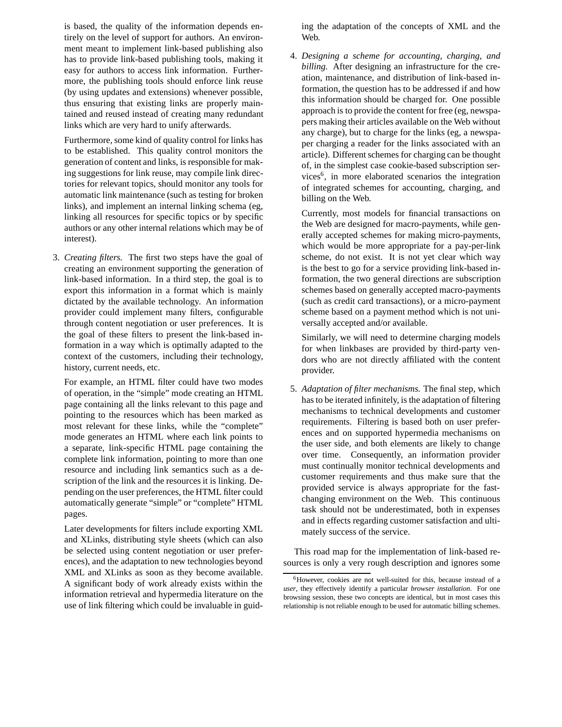is based, the quality of the information depends entirely on the level of support for authors. An environment meant to implement link-based publishing also has to provide link-based publishing tools, making it easy for authors to access link information. Furthermore, the publishing tools should enforce link reuse (by using updates and extensions) whenever possible, thus ensuring that existing links are properly maintained and reused instead of creating many redundant links which are very hard to unify afterwards.

Furthermore, some kind of quality control for links has to be established. This quality control monitors the generation of content and links, is responsible for making suggestions for link reuse, may compile link directories for relevant topics, should monitor any tools for automatic link maintenance (such as testing for broken links), and implement an internal linking schema (eg, linking all resources for specific topics or by specific authors or any other internal relations which may be of interest).

3. *Creating filters.* The first two steps have the goal of creating an environment supporting the generation of link-based information. In a third step, the goal is to export this information in a format which is mainly dictated by the available technology. An information provider could implement many filters, configurable through content negotiation or user preferences. It is the goal of these filters to present the link-based information in a way which is optimally adapted to the context of the customers, including their technology, history, current needs, etc.

   For example, an HTML filter could have two modes of operation, in the "simple" mode creating an HTML page containing all the links relevant to this page and pointing to the resources which has been marked as most relevant for these links, while the "complete" mode generates an HTML where each link points to a separate, link-specific HTML page containing the complete link information, pointing to more than one resource and including link semantics such as a description of the link and the resources it is linking. Depending on the user preferences, the HTML filter could automatically generate "simple" or "complete" HTML pages.

   Later developments for filters include exporting XML and XLinks, distributing style sheets (which can also be selected using content negotiation or user preferences), and the adaptation to new technologies beyond XML and XLinks as soon as they become available. A significant body of work already exists within the information retrieval and hypermedia literature on the use of link filtering which could be invaluable in guiding the adaptation of the concepts of XML and the Web.

4. *Designing a scheme for accounting, charging, and billing.* After designing an infrastructure for the creation, maintenance, and distribution of link-based information, the question has to be addressed if and how this information should be charged for. One possible approach is to provide the content for free (eg, newspapers making their articles available on the Web without any charge), but to charge for the links (eg, a newspaper charging a reader for the links associated with an article). Different schemes for charging can be thought of, in the simplest case cookie-based subscription services[6], in more elaborated scenarios the integration of integrated schemes for accounting, charging, and billing on the Web.

   Currently, most models for financial transactions on the Web are designed for macro-payments, while generally accepted schemes for making micro-payments, which would be more appropriate for a pay-per-link scheme, do not exist. It is not yet clear which way is the best to go for a service providing link-based information, the two general directions are subscription schemes based on generally accepted macro-payments (such as credit card transactions), or a micro-payment scheme based on a payment method which is not universally accepted and/or available.

   Similarly, we will need to determine charging models for when linkbases are provided by third-party vendors who are not directly affiliated with the content provider.

5. *Adaptation of filter mechanisms.* The final step, which has to be iterated infinitely, is the adaptation of filtering mechanisms to technical developments and customer requirements. Filtering is based both on user preferences and on supported hypermedia mechanisms on the user side, and both elements are likely to change over time. Consequently, an information provider must continually monitor technical developments and customer requirements and thus make sure that the provided service is always appropriate for the fast-changing environment on the Web. This continuous task should not be underestimated, both in expenses and in effects regarding customer satisfaction and ultimately success of the service.

This road map for the implementation of link-based resources is only a very rough description and ignores some

[6] However, cookies are not well-suited for this, because instead of a *user*, they effectively identify a particular *browser installation*. For one browsing session, these two concepts are identical, but in most cases this relationship is not reliable enough to be used for automatic billing schemes.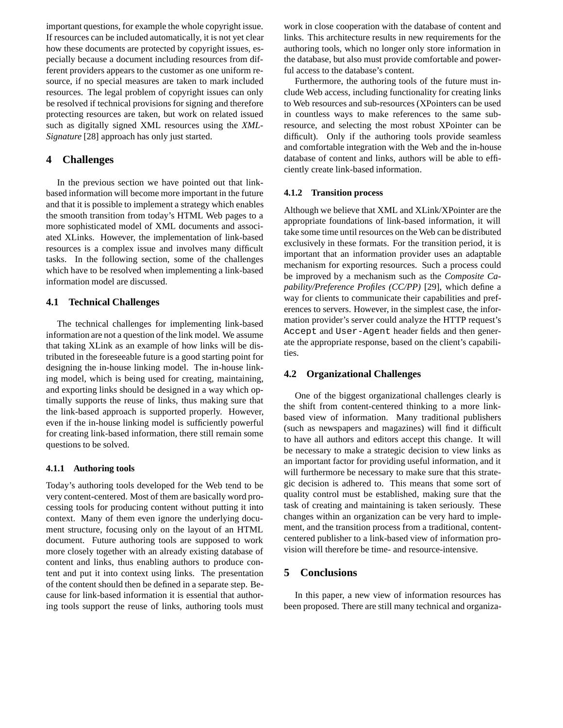important questions, for example the whole copyright issue. If resources can be included automatically, it is not yet clear how these documents are protected by copyright issues, especially because a document including resources from different providers appears to the customer as one uniform resource, if no special measures are taken to mark included resources. The legal problem of copyright issues can only be resolved if technical provisions for signing and therefore protecting resources are taken, but work on related issued such as digitally signed XML resources using the *XML-Signature* [28] approach has only just started.

## 4 Challenges

In the previous section we have pointed out that link-based information will become more important in the future and that it is possible to implement a strategy which enables the smooth transition from today's HTML Web pages to a more sophisticated model of XML documents and associated XLinks. However, the implementation of link-based resources is a complex issue and involves many difficult tasks. In the following section, some of the challenges which have to be resolved when implementing a link-based information model are discussed.

### 4.1 Technical Challenges

The technical challenges for implementing link-based information are not a question of the link model. We assume that taking XLink as an example of how links will be distributed in the foreseeable future is a good starting point for designing the in-house linking model. The in-house linking model, which is being used for creating, maintaining, and exporting links should be designed in a way which optimally supports the reuse of links, thus making sure that the link-based approach is supported properly. However, even if the in-house linking model is sufficiently powerful for creating link-based information, there still remain some questions to be solved.

#### 4.1.1 Authoring tools

Today's authoring tools developed for the Web tend to be very content-centered. Most of them are basically word processing tools for producing content without putting it into context. Many of them even ignore the underlying document structure, focusing only on the layout of an HTML document. Future authoring tools are supposed to work more closely together with an already existing database of content and links, thus enabling authors to produce content and put it into context using links. The presentation of the content should then be defined in a separate step. Because for link-based information it is essential that authoring tools support the reuse of links, authoring tools must work in close cooperation with the database of content and links. This architecture results in new requirements for the authoring tools, which no longer only store information in the database, but also must provide comfortable and powerful access to the database's content.

Furthermore, the authoring tools of the future must include Web access, including functionality for creating links to Web resources and sub-resources (XPointers can be used in countless ways to make references to the same sub-resource, and selecting the most robust XPointer can be difficult). Only if the authoring tools provide seamless and comfortable integration with the Web and the in-house database of content and links, authors will be able to efficiently create link-based information.

#### 4.1.2 Transition process

Although we believe that XML and XLink/XPointer are the appropriate foundations of link-based information, it will take some time until resources on the Web can be distributed exclusively in these formats. For the transition period, it is important that an information provider uses an adaptable mechanism for exporting resources. Such a process could be improved by a mechanism such as the *Composite Capability/Preference Profiles (CC/PP)* [29], which define a way for clients to communicate their capabilities and preferences to servers. However, in the simplest case, the information provider's server could analyze the HTTP request's `Accept` and `User-Agent` header fields and then generate the appropriate response, based on the client's capabilities.

### 4.2 Organizational Challenges

One of the biggest organizational challenges clearly is the shift from content-centered thinking to a more link-based view of information. Many traditional publishers (such as newspapers and magazines) will find it difficult to have all authors and editors accept this change. It will be necessary to make a strategic decision to view links as an important factor for providing useful information, and it will furthermore be necessary to make sure that this strategic decision is adhered to. This means that some sort of quality control must be established, making sure that the task of creating and maintaining is taken seriously. These changes within an organization can be very hard to implement, and the transition process from a traditional, content-centered publisher to a link-based view of information provision will therefore be time- and resource-intensive.

## 5 Conclusions

In this paper, a new view of information resources has been proposed. There are still many technical and organiza-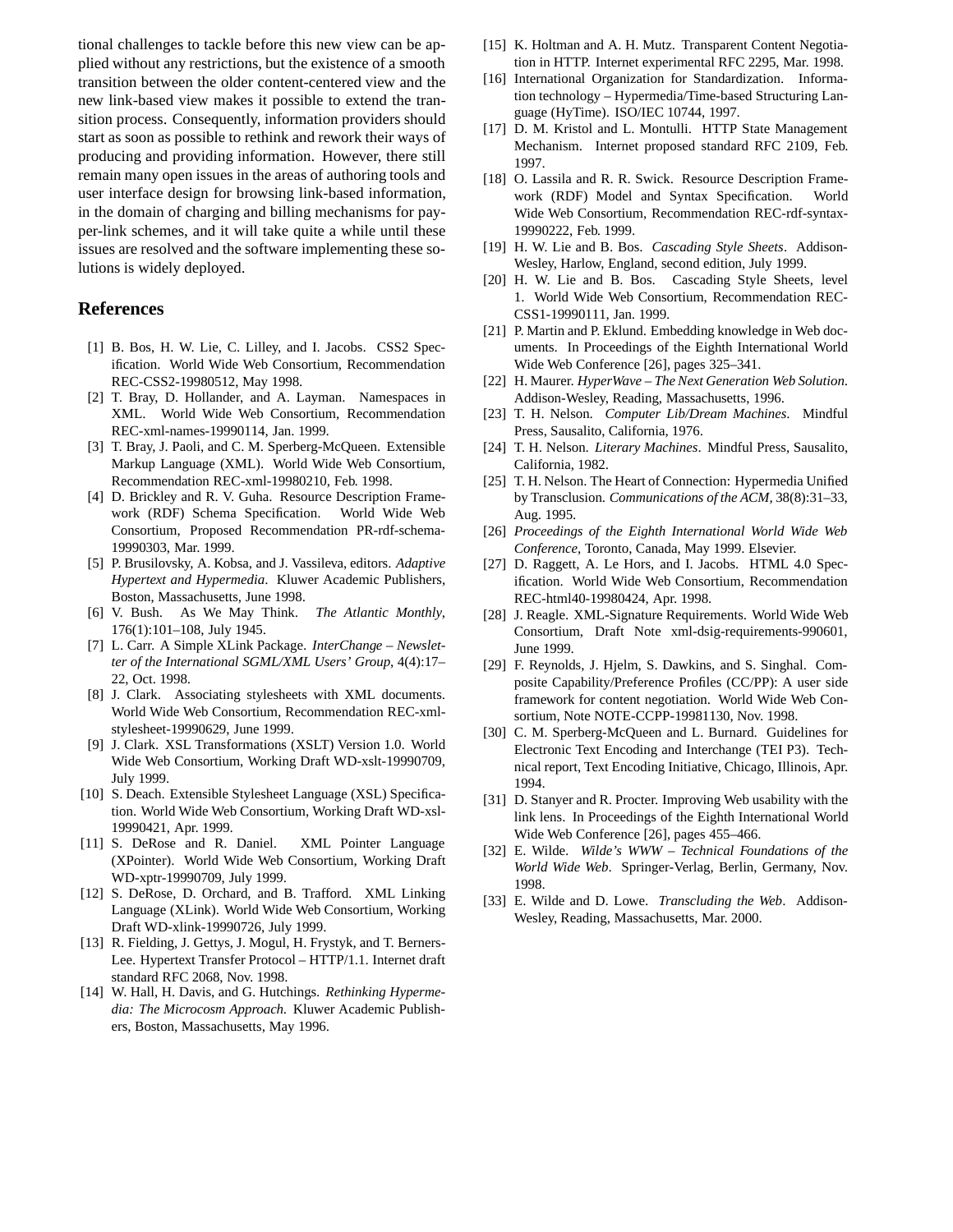tional challenges to tackle before this new view can be applied without any restrictions, but the existence of a smooth transition between the older content-centered view and the new link-based view makes it possible to extend the transition process. Consequently, information providers should start as soon as possible to rethink and rework their ways of producing and providing information. However, there still remain many open issues in the areas of authoring tools and user interface design for browsing link-based information, in the domain of charging and billing mechanisms for pay-per-link schemes, and it will take quite a while until these issues are resolved and the software implementing these solutions is widely deployed.

## References

[1] B. Bos, H. W. Lie, C. Lilley, and I. Jacobs. CSS2 Specification. World Wide Web Consortium, Recommendation REC-CSS2-19980512, May 1998.

[2] T. Bray, D. Hollander, and A. Layman. Namespaces in XML. World Wide Web Consortium, Recommendation REC-xml-names-19990114, Jan. 1999.

[3] T. Bray, J. Paoli, and C. M. Sperberg-McQueen. Extensible Markup Language (XML). World Wide Web Consortium, Recommendation REC-xml-19980210, Feb. 1998.

[4] D. Brickley and R. V. Guha. Resource Description Framework (RDF) Schema Specification. World Wide Web Consortium, Proposed Recommendation PR-rdf-schema-19990303, Mar. 1999.

[5] P. Brusilovsky, A. Kobsa, and J. Vassileva, editors. *Adaptive Hypertext and Hypermedia*. Kluwer Academic Publishers, Boston, Massachusetts, June 1998.

[6] V. Bush. As We May Think. *The Atlantic Monthly*, 176(1):101–108, July 1945.

[7] L. Carr. A Simple XLink Package. *InterChange – Newsletter of the International SGML/XML Users' Group*, 4(4):17–22, Oct. 1998.

[8] J. Clark. Associating stylesheets with XML documents. World Wide Web Consortium, Recommendation REC-xml-stylesheet-19990629, June 1999.

[9] J. Clark. XSL Transformations (XSLT) Version 1.0. World Wide Web Consortium, Working Draft WD-xslt-19990709, July 1999.

[10] S. Deach. Extensible Stylesheet Language (XSL) Specification. World Wide Web Consortium, Working Draft WD-xsl-19990421, Apr. 1999.

[11] S. DeRose and R. Daniel. XML Pointer Language (XPointer). World Wide Web Consortium, Working Draft WD-xptr-19990709, July 1999.

[12] S. DeRose, D. Orchard, and B. Trafford. XML Linking Language (XLink). World Wide Web Consortium, Working Draft WD-xlink-19990726, July 1999.

[13] R. Fielding, J. Gettys, J. Mogul, H. Frystyk, and T. Berners-Lee. Hypertext Transfer Protocol – HTTP/1.1. Internet draft standard RFC 2068, Nov. 1998.

[14] W. Hall, H. Davis, and G. Hutchings. *Rethinking Hypermedia: The Microcosm Approach*. Kluwer Academic Publishers, Boston, Massachusetts, May 1996.

[15] K. Holtman and A. H. Mutz. Transparent Content Negotiation in HTTP. Internet experimental RFC 2295, Mar. 1998.

[16] International Organization for Standardization. Information technology – Hypermedia/Time-based Structuring Language (HyTime). ISO/IEC 10744, 1997.

[17] D. M. Kristol and L. Montulli. HTTP State Management Mechanism. Internet proposed standard RFC 2109, Feb. 1997.

[18] O. Lassila and R. R. Swick. Resource Description Framework (RDF) Model and Syntax Specification. World Wide Web Consortium, Recommendation REC-rdf-syntax-19990222, Feb. 1999.

[19] H. W. Lie and B. Bos. *Cascading Style Sheets*. Addison-Wesley, Harlow, England, second edition, July 1999.

[20] H. W. Lie and B. Bos. Cascading Style Sheets, level 1. World Wide Web Consortium, Recommendation REC-CSS1-19990111, Jan. 1999.

[21] P. Martin and P. Eklund. Embedding knowledge in Web documents. In Proceedings of the Eighth International World Wide Web Conference [26], pages 325–341.

[22] H. Maurer. *HyperWave – The Next Generation Web Solution*. Addison-Wesley, Reading, Massachusetts, 1996.

[23] T. H. Nelson. *Computer Lib/Dream Machines*. Mindful Press, Sausalito, California, 1976.

[24] T. H. Nelson. *Literary Machines*. Mindful Press, Sausalito, California, 1982.

[25] T. H. Nelson. The Heart of Connection: Hypermedia Unified by Transclusion. *Communications of the ACM*, 38(8):31–33, Aug. 1995.

[26] *Proceedings of the Eighth International World Wide Web Conference*, Toronto, Canada, May 1999. Elsevier.

[27] D. Raggett, A. Le Hors, and I. Jacobs. HTML 4.0 Specification. World Wide Web Consortium, Recommendation REC-html40-19980424, Apr. 1998.

[28] J. Reagle. XML-Signature Requirements. World Wide Web Consortium, Draft Note xml-dsig-requirements-990601, June 1999.

[29] F. Reynolds, J. Hjelm, S. Dawkins, and S. Singhal. Composite Capability/Preference Profiles (CC/PP): A user side framework for content negotiation. World Wide Web Consortium, Note NOTE-CCPP-19981130, Nov. 1998.

[30] C. M. Sperberg-McQueen and L. Burnard. Guidelines for Electronic Text Encoding and Interchange (TEI P3). Technical report, Text Encoding Initiative, Chicago, Illinois, Apr. 1994.

[31] D. Stanyer and R. Procter. Improving Web usability with the link lens. In Proceedings of the Eighth International World Wide Web Conference [26], pages 455–466.

[32] E. Wilde. *Wilde's WWW – Technical Foundations of the World Wide Web*. Springer-Verlag, Berlin, Germany, Nov. 1998.

[33] E. Wilde and D. Lowe. *Transcluding the Web*. Addison-Wesley, Reading, Massachusetts, Mar. 2000.